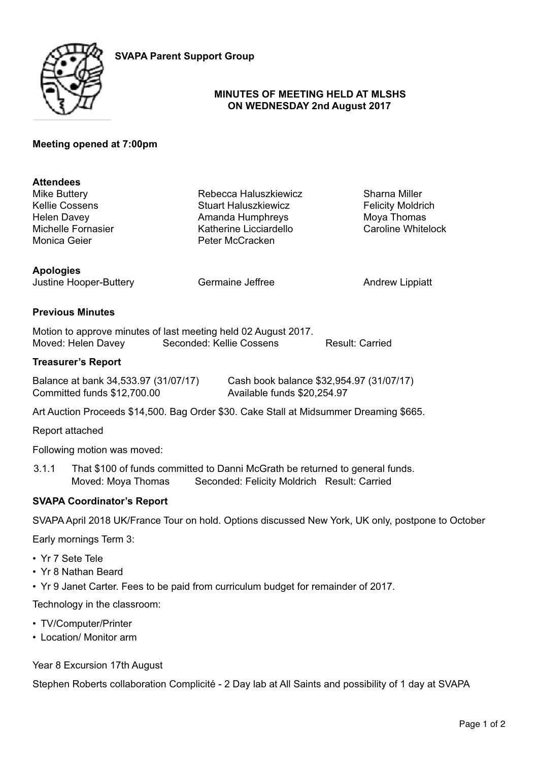**SVAPA Parent Support Group**

**MINUTES OF MEETING HELD AT MLSHS ON WEDNESDAY 2nd August 2017**

**Meeting opened at 7:00pm**

**Attendees**

| | | |
|---|---|---|
| Mike Buttery | Rebecca Haluszkiewicz | Sharna Miller |
| Kellie Cossens | Stuart Haluszkiewicz | Felicity Moldrich |
| Helen Davey | Amanda Humphreys | Moya Thomas |
| Michelle Fornasier | Katherine Licciardello | Caroline Whitelock |
| Monica Geier | Peter McCracken | |

**Apologies**

| | | |
|---|---|---|
| Justine Hooper-Buttery | Germaine Jeffree | Andrew Lippiatt |

**Previous Minutes**

Motion to approve minutes of last meeting held 02 August 2017.
Moved: Helen Davey Seconded: Kellie Cossens Result: Carried

**Treasurer's Report**

Balance at bank 34,533.97 (31/07/17) Cash book balance $32,954.97 (31/07/17)
Committed funds $12,700.00 Available funds $20,254.97

Art Auction Proceeds $14,500. Bag Order $30. Cake Stall at Midsummer Dreaming $665.

Report attached

Following motion was moved:

3.1.1 That $100 of funds committed to Danni McGrath be returned to general funds.
Moved: Moya Thomas Seconded: Felicity Moldrich Result: Carried

**SVAPA Coordinator's Report**

SVAPA April 2018 UK/France Tour on hold. Options discussed New York, UK only, postpone to October

Early mornings Term 3:

- Yr 7 Sete Tele
- Yr 8 Nathan Beard
- Yr 9 Janet Carter. Fees to be paid from curriculum budget for remainder of 2017.

Technology in the classroom:

- TV/Computer/Printer
- Location/ Monitor arm

Year 8 Excursion 17th August

Stephen Roberts collaboration Complicité - 2 Day lab at All Saints and possibility of 1 day at SVAPA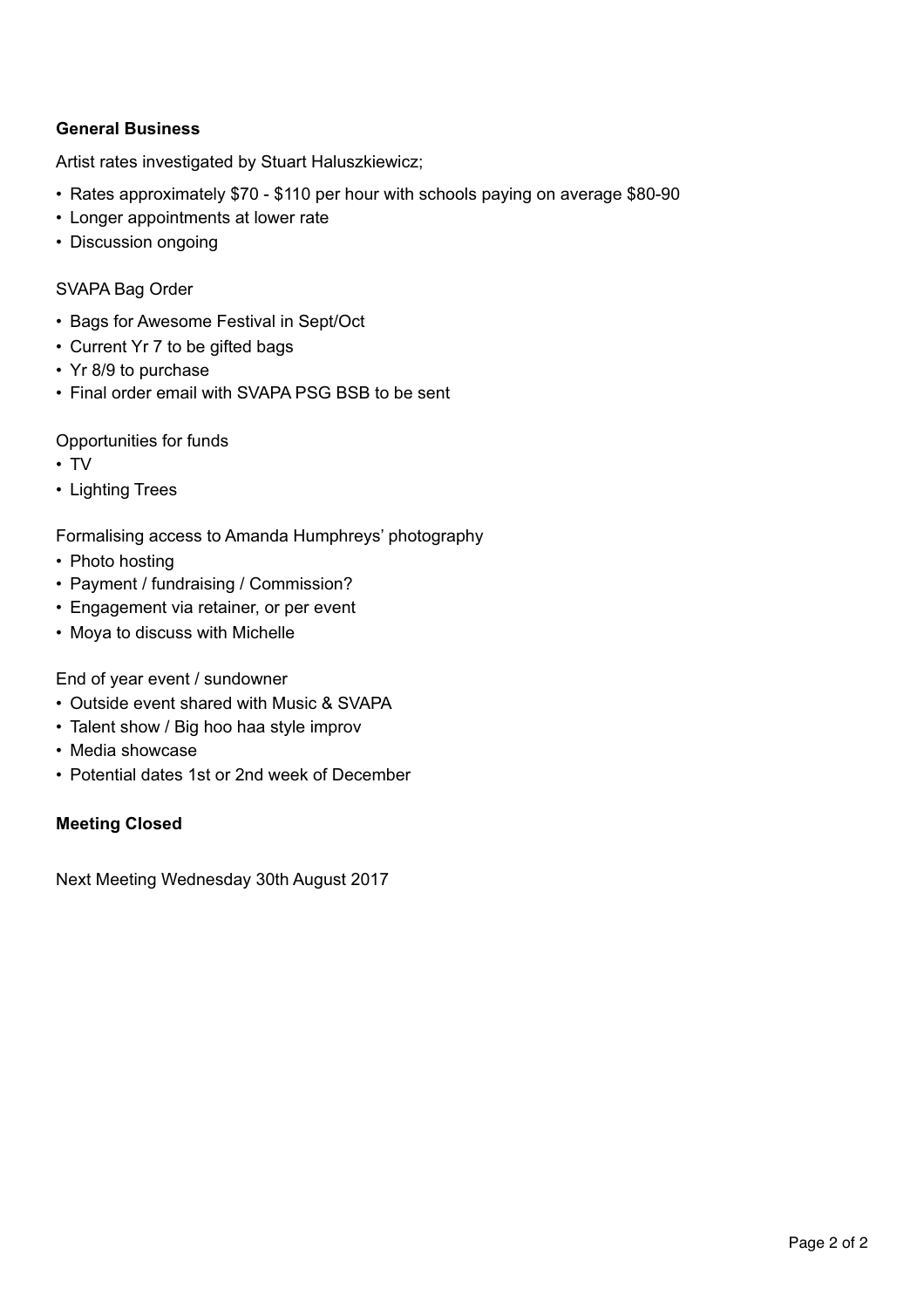**General Business**

Artist rates investigated by Stuart Haluszkiewicz;

- Rates approximately $70 - $110 per hour with schools paying on average $80-90
- Longer appointments at lower rate
- Discussion ongoing

SVAPA Bag Order

- Bags for Awesome Festival in Sept/Oct
- Current Yr 7 to be gifted bags
- Yr 8/9 to purchase
- Final order email with SVAPA PSG BSB to be sent

Opportunities for funds

- TV
- Lighting Trees

Formalising access to Amanda Humphreys' photography

- Photo hosting
- Payment / fundraising / Commission?
- Engagement via retainer, or per event
- Moya to discuss with Michelle

End of year event / sundowner

- Outside event shared with Music & SVAPA
- Talent show / Big hoo haa style improv
- Media showcase
- Potential dates 1st or 2nd week of December

**Meeting Closed**

Next Meeting Wednesday 30th August 2017